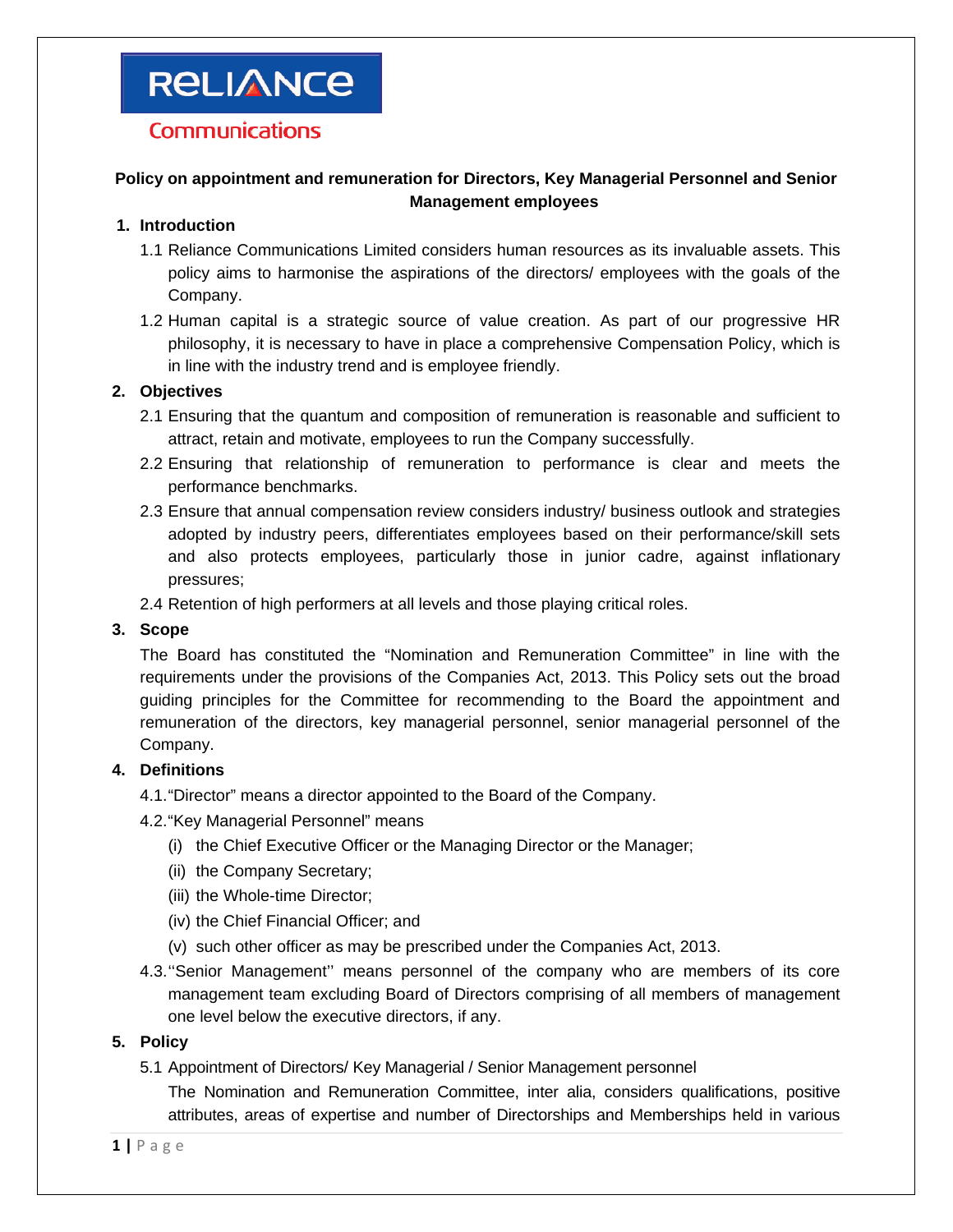RELIANCE

Communications

**Policy on appointment and remuneration for Directors, Key Managerial Personnel and Senior Management employees**

## 1. Introduction

1.1 Reliance Communications Limited considers human resources as its invaluable assets. This policy aims to harmonise the aspirations of the directors/ employees with the goals of the Company.

1.2 Human capital is a strategic source of value creation. As part of our progressive HR philosophy, it is necessary to have in place a comprehensive Compensation Policy, which is in line with the industry trend and is employee friendly.

## 2. Objectives

2.1 Ensuring that the quantum and composition of remuneration is reasonable and sufficient to attract, retain and motivate, employees to run the Company successfully.

2.2 Ensuring that relationship of remuneration to performance is clear and meets the performance benchmarks.

2.3 Ensure that annual compensation review considers industry/ business outlook and strategies adopted by industry peers, differentiates employees based on their performance/skill sets and also protects employees, particularly those in junior cadre, against inflationary pressures;

2.4 Retention of high performers at all levels and those playing critical roles.

## 3. Scope

The Board has constituted the "Nomination and Remuneration Committee" in line with the requirements under the provisions of the Companies Act, 2013. This Policy sets out the broad guiding principles for the Committee for recommending to the Board the appointment and remuneration of the directors, key managerial personnel, senior managerial personnel of the Company.

## 4. Definitions

4.1."Director" means a director appointed to the Board of the Company.

4.2."Key Managerial Personnel" means

(i) the Chief Executive Officer or the Managing Director or the Manager;

(ii) the Company Secretary;

(iii) the Whole-time Director;

(iv) the Chief Financial Officer; and

(v) such other officer as may be prescribed under the Companies Act, 2013.

4.3.''Senior Management'' means personnel of the company who are members of its core management team excluding Board of Directors comprising of all members of management one level below the executive directors, if any.

## 5. Policy

5.1 Appointment of Directors/ Key Managerial / Senior Management personnel

The Nomination and Remuneration Committee, inter alia, considers qualifications, positive attributes, areas of expertise and number of Directorships and Memberships held in various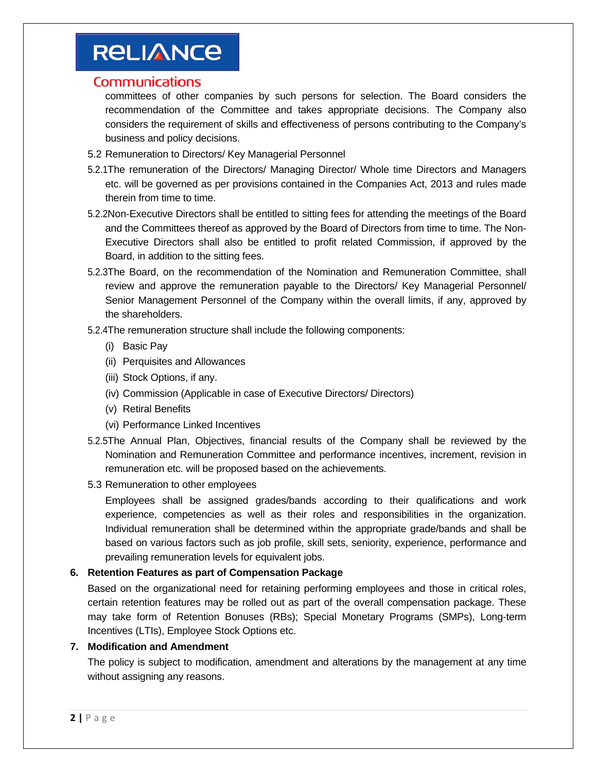committees of other companies by such persons for selection. The Board considers the recommendation of the Committee and takes appropriate decisions. The Company also considers the requirement of skills and effectiveness of persons contributing to the Company's business and policy decisions.

5.2 Remuneration to Directors/ Key Managerial Personnel

5.2.1 The remuneration of the Directors/ Managing Director/ Whole time Directors and Managers etc. will be governed as per provisions contained in the Companies Act, 2013 and rules made therein from time to time.

5.2.2 Non-Executive Directors shall be entitled to sitting fees for attending the meetings of the Board and the Committees thereof as approved by the Board of Directors from time to time. The Non-Executive Directors shall also be entitled to profit related Commission, if approved by the Board, in addition to the sitting fees.

5.2.3 The Board, on the recommendation of the Nomination and Remuneration Committee, shall review and approve the remuneration payable to the Directors/ Key Managerial Personnel/ Senior Management Personnel of the Company within the overall limits, if any, approved by the shareholders.

5.2.4 The remuneration structure shall include the following components:

(i) Basic Pay

(ii) Perquisites and Allowances

(iii) Stock Options, if any.

(iv) Commission (Applicable in case of Executive Directors/ Directors)

(v) Retiral Benefits

(vi) Performance Linked Incentives

5.2.5 The Annual Plan, Objectives, financial results of the Company shall be reviewed by the Nomination and Remuneration Committee and performance incentives, increment, revision in remuneration etc. will be proposed based on the achievements.

5.3 Remuneration to other employees

Employees shall be assigned grades/bands according to their qualifications and work experience, competencies as well as their roles and responsibilities in the organization. Individual remuneration shall be determined within the appropriate grade/bands and shall be based on various factors such as job profile, skill sets, seniority, experience, performance and prevailing remuneration levels for equivalent jobs.

## 6. Retention Features as part of Compensation Package

Based on the organizational need for retaining performing employees and those in critical roles, certain retention features may be rolled out as part of the overall compensation package. These may take form of Retention Bonuses (RBs); Special Monetary Programs (SMPs), Long-term Incentives (LTIs), Employee Stock Options etc.

## 7. Modification and Amendment

The policy is subject to modification, amendment and alterations by the management at any time without assigning any reasons.